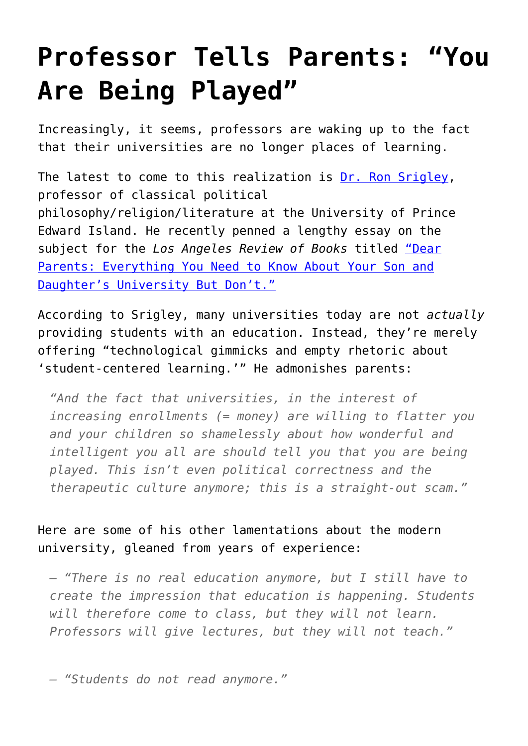# Professor Tells Parents: "You Are Being Played"

Increasingly, it seems, professors are waking up to the fact that their universities are no longer places of learning.

The latest to come to this realization is [Dr. Ron Srigley](), professor of classical political philosophy/religion/literature at the University of Prince Edward Island. He recently penned a lengthy essay on the subject for the *Los Angeles Review of Books* titled ["Dear Parents: Everything You Need to Know About Your Son and Daughter's University But Don't."]()

According to Srigley, many universities today are not *actually* providing students with an education. Instead, they're merely offering "technological gimmicks and empty rhetoric about 'student-centered learning.'" He admonishes parents:

> *"And the fact that universities, in the interest of increasing enrollments (= money) are willing to flatter you and your children so shamelessly about how wonderful and intelligent you all are should tell you that you are being played. This isn't even political correctness and the therapeutic culture anymore; this is a straight-out scam."*

Here are some of his other lamentations about the modern university, gleaned from years of experience:

> – *"There is no real education anymore, but I still have to create the impression that education is happening. Students will therefore come to class, but they will not learn. Professors will give lectures, but they will not teach."*
>
> – *"Students do not read anymore."*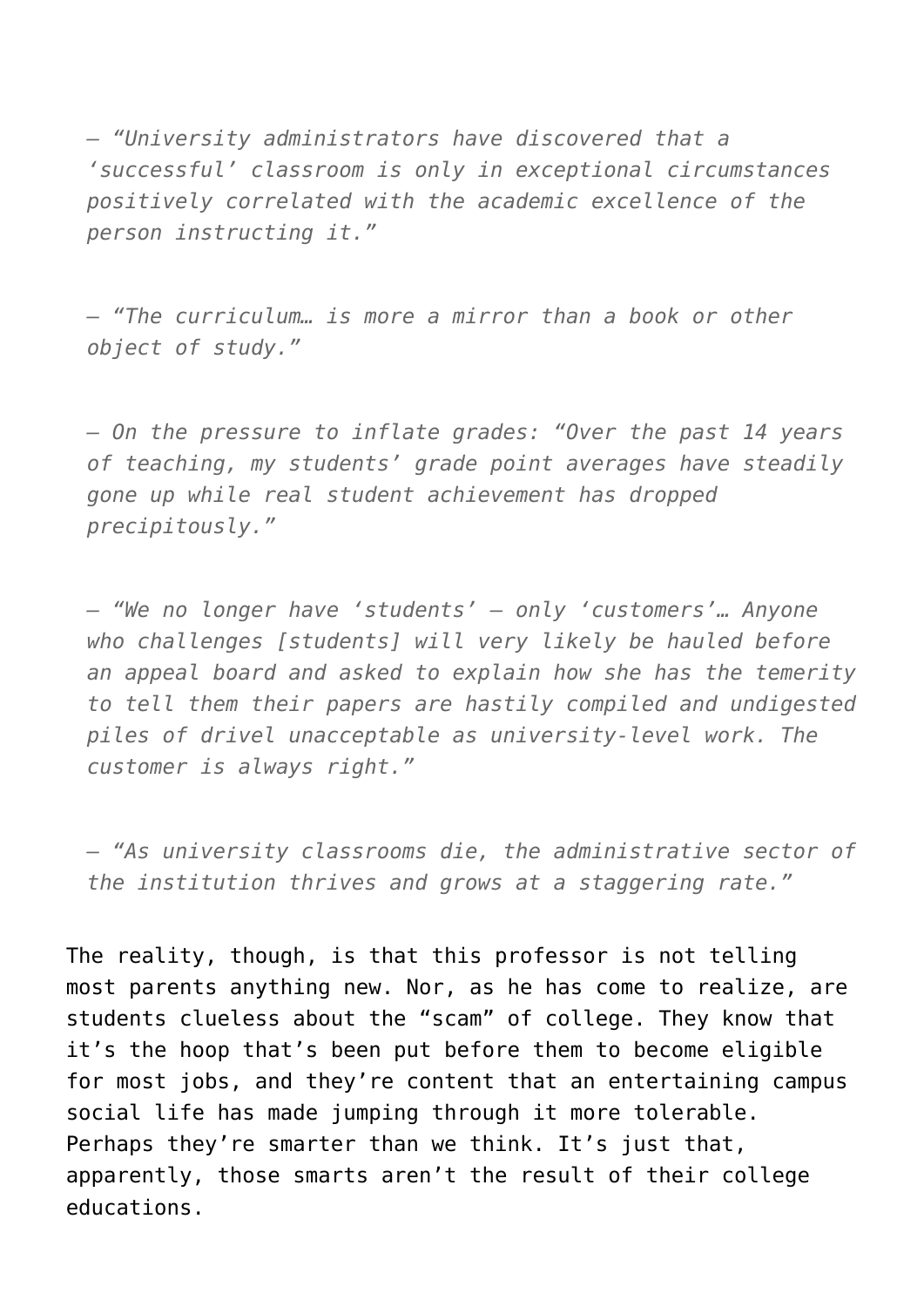*– “University administrators have discovered that a ‘successful’ classroom is only in exceptional circumstances positively correlated with the academic excellence of the person instructing it.”*

*– “The curriculum… is more a mirror than a book or other object of study.”*

*– On the pressure to inflate grades: “Over the past 14 years of teaching, my students’ grade point averages have steadily gone up while real student achievement has dropped precipitously.”*

*– “We no longer have ‘students’ – only ‘customers’… Anyone who challenges [students] will very likely be hauled before an appeal board and asked to explain how she has the temerity to tell them their papers are hastily compiled and undigested piles of drivel unacceptable as university-level work. The customer is always right.”*

*– “As university classrooms die, the administrative sector of the institution thrives and grows at a staggering rate.”*

The reality, though, is that this professor is not telling most parents anything new. Nor, as he has come to realize, are students clueless about the “scam” of college. They know that it’s the hoop that’s been put before them to become eligible for most jobs, and they’re content that an entertaining campus social life has made jumping through it more tolerable. Perhaps they’re smarter than we think. It’s just that, apparently, those smarts aren’t the result of their college educations.